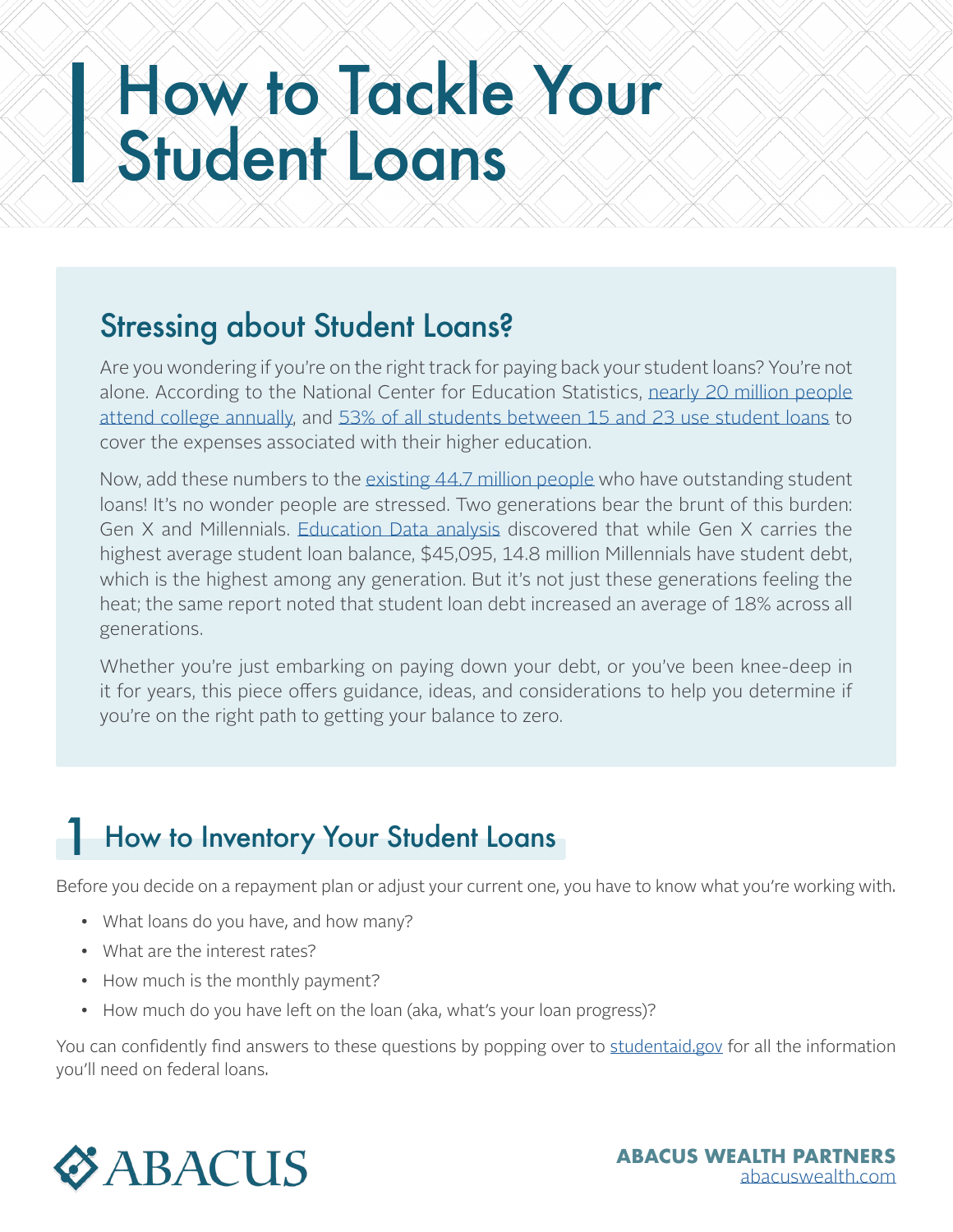# How to Tackle Your Student Loans

## Stressing about Student Loans?

Are you wondering if you're on the right track for paying back your student loans? You're not alone. According to the National Center for Education Statistics, nearly 20 million people attend college annually, and 53% of all students between 15 and 23 use student loans to cover the expenses associated with their higher education.

Now, add these numbers to the existing 44.7 million people who have outstanding student loans! It's no wonder people are stressed. Two generations bear the brunt of this burden: Gen X and Millennials. Education Data analysis discovered that while Gen X carries the highest average student loan balance, $45,095, 14.8 million Millennials have student debt, which is the highest among any generation. But it's not just these generations feeling the heat; the same report noted that student loan debt increased an average of 18% across all generations.

Whether you're just embarking on paying down your debt, or you've been knee-deep in it for years, this piece offers guidance, ideas, and considerations to help you determine if you're on the right path to getting your balance to zero.

## 1 How to Inventory Your Student Loans

Before you decide on a repayment plan or adjust your current one, you have to know what you're working with.

- What loans do you have, and how many?
- What are the interest rates?
- How much is the monthly payment?
- How much do you have left on the loan (aka, what's your loan progress)?

You can confidently find answers to these questions by popping over to studentaid.gov for all the information you'll need on federal loans.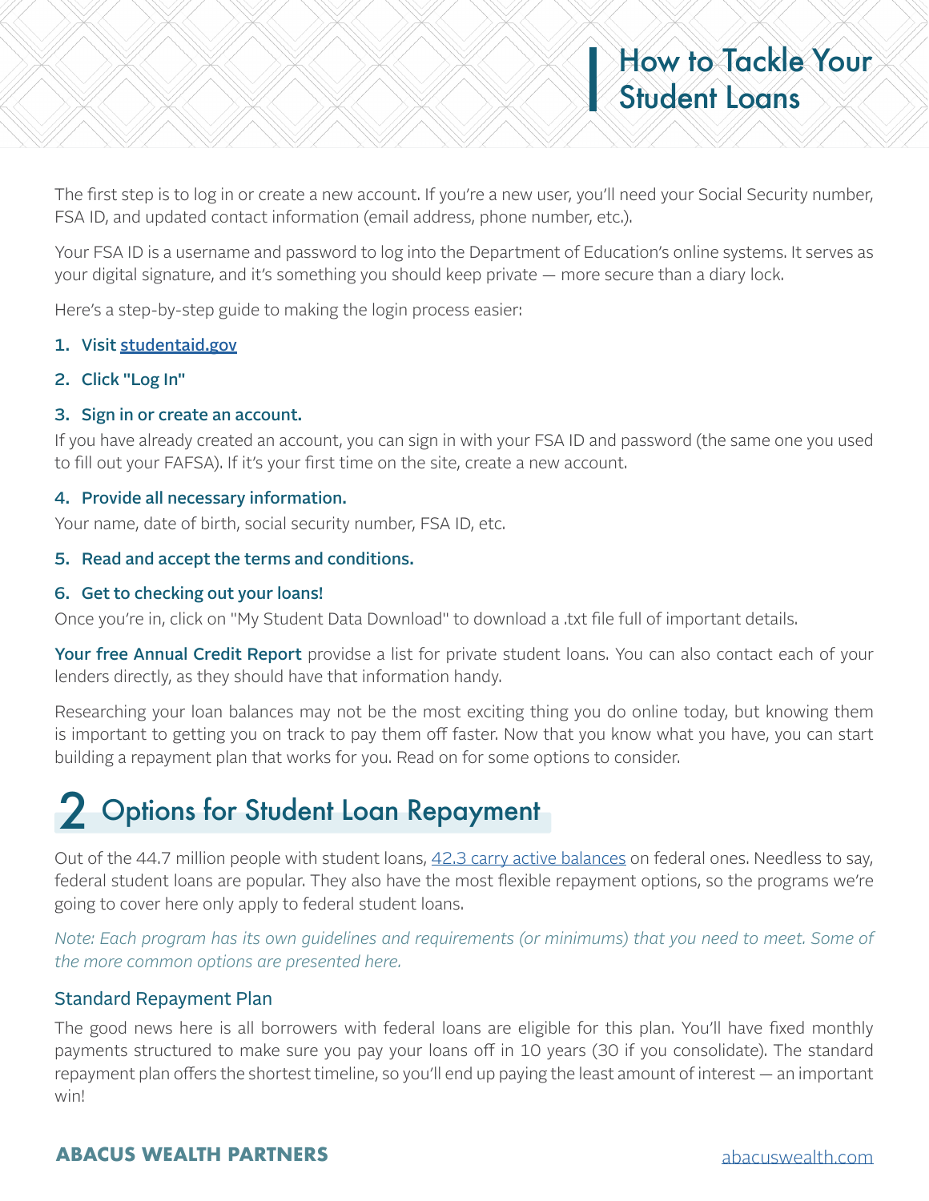The first step is to log in or create a new account. If you're a new user, you'll need your Social Security number, FSA ID, and updated contact information (email address, phone number, etc.).

Your FSA ID is a username and password to log into the Department of Education's online systems. It serves as your digital signature, and it's something you should keep private — more secure than a diary lock.

Here's a step-by-step guide to making the login process easier:

1. **Visit [studentaid.gov](studentaid.gov)**

2. **Click "Log In"**

3. **Sign in or create an account.**
If you have already created an account, you can sign in with your FSA ID and password (the same one you used to fill out your FAFSA). If it's your first time on the site, create a new account.

4. **Provide all necessary information.**
Your name, date of birth, social security number, FSA ID, etc.

5. **Read and accept the terms and conditions.**

6. **Get to checking out your loans!**
Once you're in, click on "My Student Data Download" to download a .txt file full of important details.

**Your free Annual Credit Report** providse a list for private student loans. You can also contact each of your lenders directly, as they should have that information handy.

Researching your loan balances may not be the most exciting thing you do online today, but knowing them is important to getting you on track to pay them off faster. Now that you know what you have, you can start building a repayment plan that works for you. Read on for some options to consider.

## 2 Options for Student Loan Repayment

Out of the 44.7 million people with student loans, 42.3 carry active balances on federal ones. Needless to say, federal student loans are popular. They also have the most flexible repayment options, so the programs we're going to cover here only apply to federal student loans.

*Note: Each program has its own guidelines and requirements (or minimums) that you need to meet. Some of the more common options are presented here.*

### Standard Repayment Plan

The good news here is all borrowers with federal loans are eligible for this plan. You'll have fixed monthly payments structured to make sure you pay your loans off in 10 years (30 if you consolidate). The standard repayment plan offers the shortest timeline, so you'll end up paying the least amount of interest — an important win!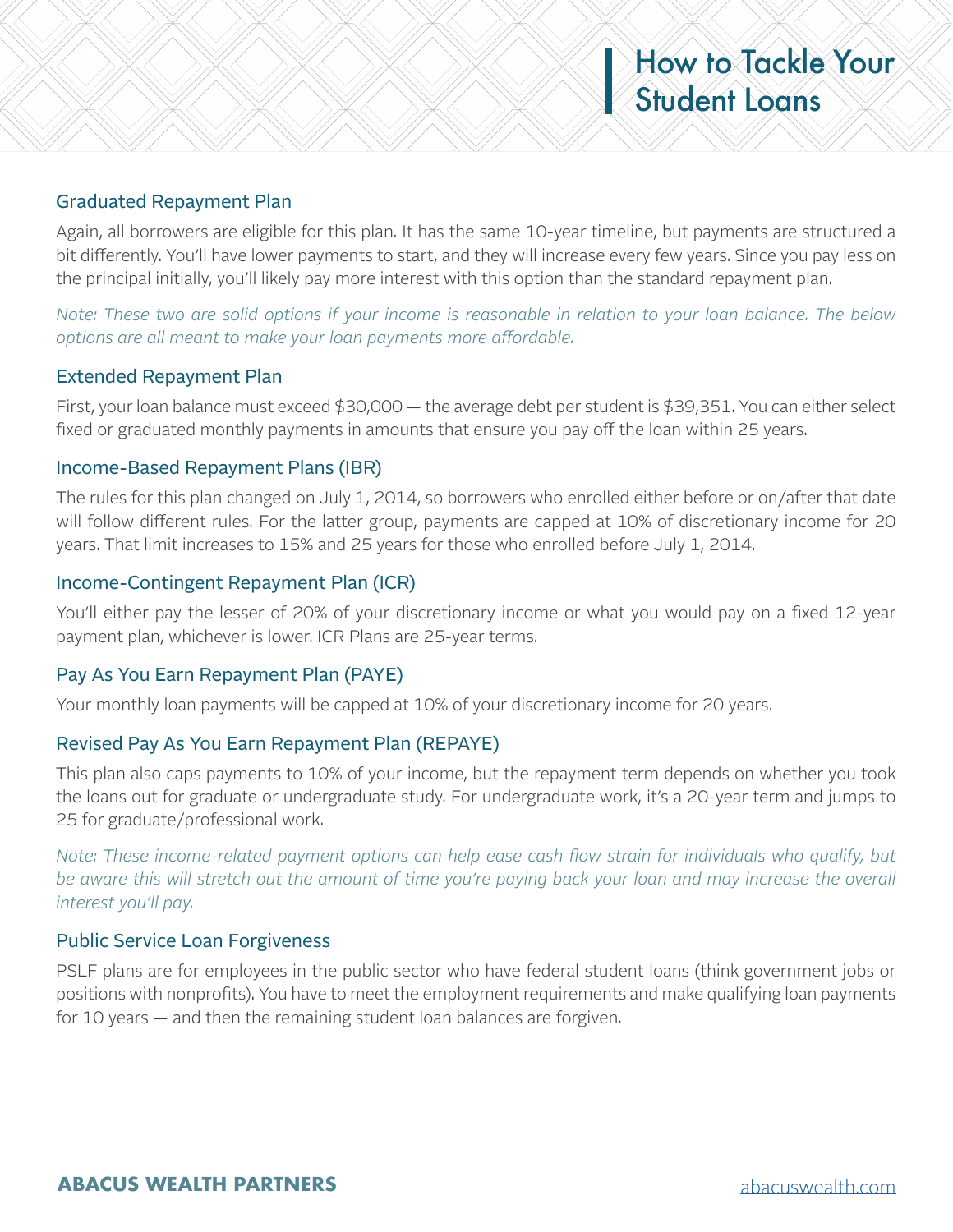### Graduated Repayment Plan

Again, all borrowers are eligible for this plan. It has the same 10-year timeline, but payments are structured a bit differently. You'll have lower payments to start, and they will increase every few years. Since you pay less on the principal initially, you'll likely pay more interest with this option than the standard repayment plan.

*Note: These two are solid options if your income is reasonable in relation to your loan balance. The below options are all meant to make your loan payments more affordable.*

### Extended Repayment Plan

First, your loan balance must exceed $30,000 — the average debt per student is $39,351. You can either select fixed or graduated monthly payments in amounts that ensure you pay off the loan within 25 years.

### Income-Based Repayment Plans (IBR)

The rules for this plan changed on July 1, 2014, so borrowers who enrolled either before or on/after that date will follow different rules. For the latter group, payments are capped at 10% of discretionary income for 20 years. That limit increases to 15% and 25 years for those who enrolled before July 1, 2014.

### Income-Contingent Repayment Plan (ICR)

You'll either pay the lesser of 20% of your discretionary income or what you would pay on a fixed 12-year payment plan, whichever is lower. ICR Plans are 25-year terms.

### Pay As You Earn Repayment Plan (PAYE)

Your monthly loan payments will be capped at 10% of your discretionary income for 20 years.

### Revised Pay As You Earn Repayment Plan (REPAYE)

This plan also caps payments to 10% of your income, but the repayment term depends on whether you took the loans out for graduate or undergraduate study. For undergraduate work, it's a 20-year term and jumps to 25 for graduate/professional work.

*Note: These income-related payment options can help ease cash flow strain for individuals who qualify, but be aware this will stretch out the amount of time you're paying back your loan and may increase the overall interest you'll pay.*

### Public Service Loan Forgiveness

PSLF plans are for employees in the public sector who have federal student loans (think government jobs or positions with nonprofits). You have to meet the employment requirements and make qualifying loan payments for 10 years — and then the remaining student loan balances are forgiven.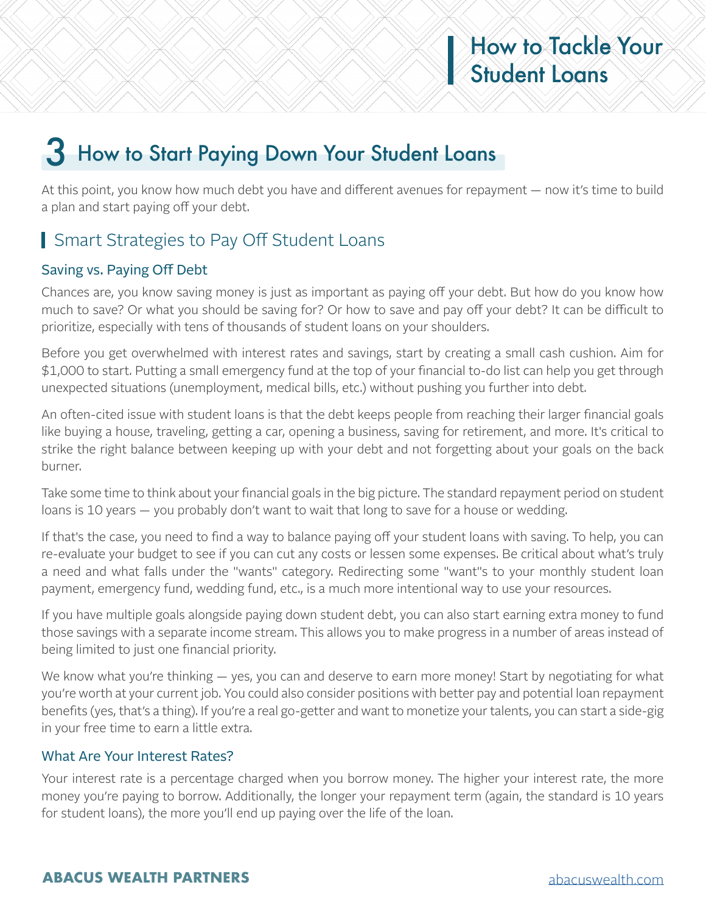# 3 How to Start Paying Down Your Student Loans

At this point, you know how much debt you have and different avenues for repayment — now it's time to build a plan and start paying off your debt.

## Smart Strategies to Pay Off Student Loans

### Saving vs. Paying Off Debt

Chances are, you know saving money is just as important as paying off your debt. But how do you know how much to save? Or what you should be saving for? Or how to save and pay off your debt? It can be difficult to prioritize, especially with tens of thousands of student loans on your shoulders.

Before you get overwhelmed with interest rates and savings, start by creating a small cash cushion. Aim for $1,000 to start. Putting a small emergency fund at the top of your financial to-do list can help you get through unexpected situations (unemployment, medical bills, etc.) without pushing you further into debt.

An often-cited issue with student loans is that the debt keeps people from reaching their larger financial goals like buying a house, traveling, getting a car, opening a business, saving for retirement, and more. It's critical to strike the right balance between keeping up with your debt and not forgetting about your goals on the back burner.

Take some time to think about your financial goals in the big picture. The standard repayment period on student loans is 10 years — you probably don't want to wait that long to save for a house or wedding.

If that's the case, you need to find a way to balance paying off your student loans with saving. To help, you can re-evaluate your budget to see if you can cut any costs or lessen some expenses. Be critical about what's truly a need and what falls under the "wants" category. Redirecting some "want"s to your monthly student loan payment, emergency fund, wedding fund, etc., is a much more intentional way to use your resources.

If you have multiple goals alongside paying down student debt, you can also start earning extra money to fund those savings with a separate income stream. This allows you to make progress in a number of areas instead of being limited to just one financial priority.

We know what you're thinking — yes, you can and deserve to earn more money! Start by negotiating for what you're worth at your current job. You could also consider positions with better pay and potential loan repayment benefits (yes, that's a thing). If you're a real go-getter and want to monetize your talents, you can start a side-gig in your free time to earn a little extra.

### What Are Your Interest Rates?

Your interest rate is a percentage charged when you borrow money. The higher your interest rate, the more money you're paying to borrow. Additionally, the longer your repayment term (again, the standard is 10 years for student loans), the more you'll end up paying over the life of the loan.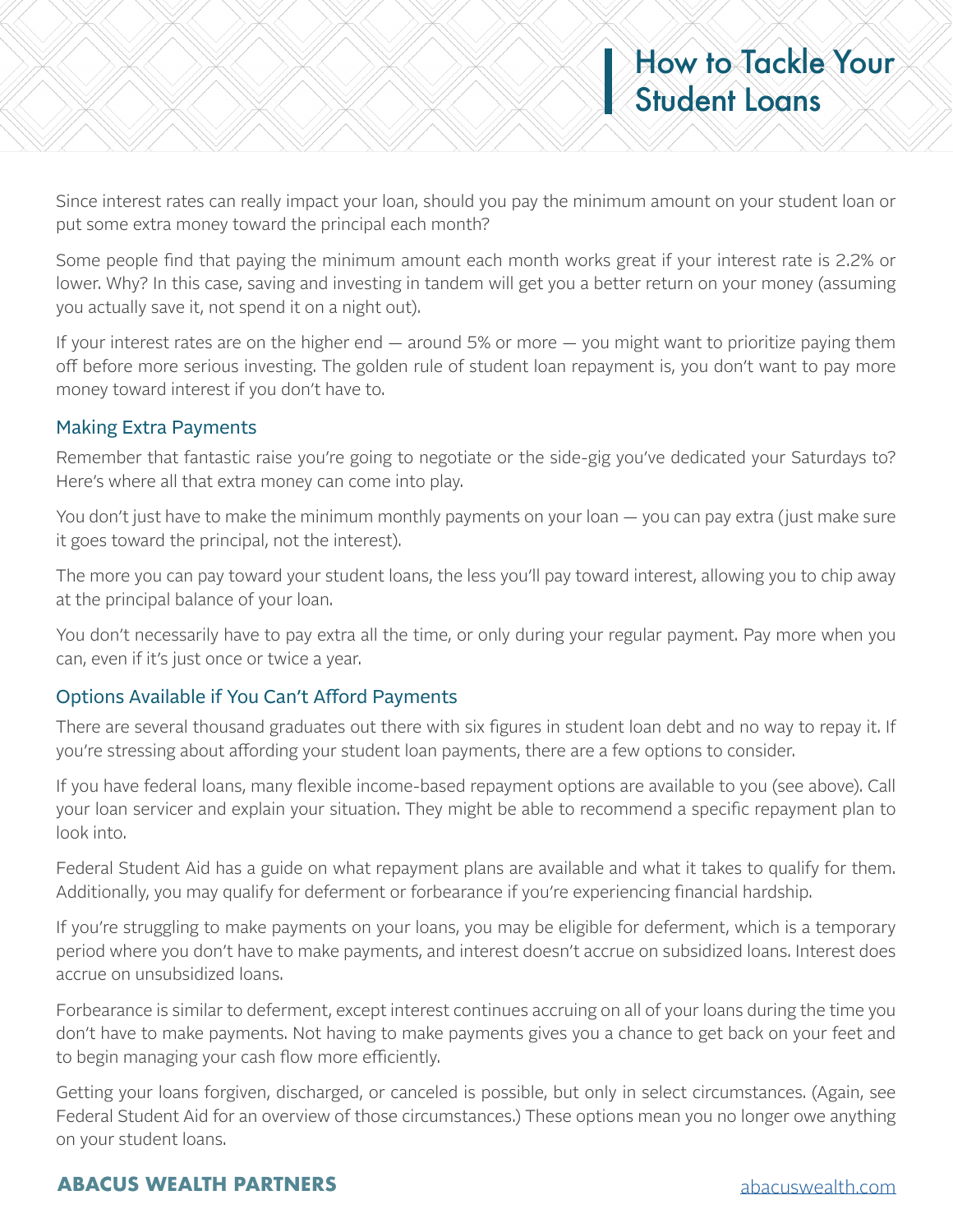# How to Tackle Your Student Loans

Since interest rates can really impact your loan, should you pay the minimum amount on your student loan or put some extra money toward the principal each month?

Some people find that paying the minimum amount each month works great if your interest rate is 2.2% or lower. Why? In this case, saving and investing in tandem will get you a better return on your money (assuming you actually save it, not spend it on a night out).

If your interest rates are on the higher end — around 5% or more — you might want to prioritize paying them off before more serious investing. The golden rule of student loan repayment is, you don't want to pay more money toward interest if you don't have to.

## Making Extra Payments

Remember that fantastic raise you're going to negotiate or the side-gig you've dedicated your Saturdays to? Here's where all that extra money can come into play.

You don't just have to make the minimum monthly payments on your loan — you can pay extra (just make sure it goes toward the principal, not the interest).

The more you can pay toward your student loans, the less you'll pay toward interest, allowing you to chip away at the principal balance of your loan.

You don't necessarily have to pay extra all the time, or only during your regular payment. Pay more when you can, even if it's just once or twice a year.

## Options Available if You Can't Afford Payments

There are several thousand graduates out there with six figures in student loan debt and no way to repay it. If you're stressing about affording your student loan payments, there are a few options to consider.

If you have federal loans, many flexible income-based repayment options are available to you (see above). Call your loan servicer and explain your situation. They might be able to recommend a specific repayment plan to look into.

Federal Student Aid has a guide on what repayment plans are available and what it takes to qualify for them. Additionally, you may qualify for deferment or forbearance if you're experiencing financial hardship.

If you're struggling to make payments on your loans, you may be eligible for deferment, which is a temporary period where you don't have to make payments, and interest doesn't accrue on subsidized loans. Interest does accrue on unsubsidized loans.

Forbearance is similar to deferment, except interest continues accruing on all of your loans during the time you don't have to make payments. Not having to make payments gives you a chance to get back on your feet and to begin managing your cash flow more efficiently.

Getting your loans forgiven, discharged, or canceled is possible, but only in select circumstances. (Again, see Federal Student Aid for an overview of those circumstances.) These options mean you no longer owe anything on your student loans.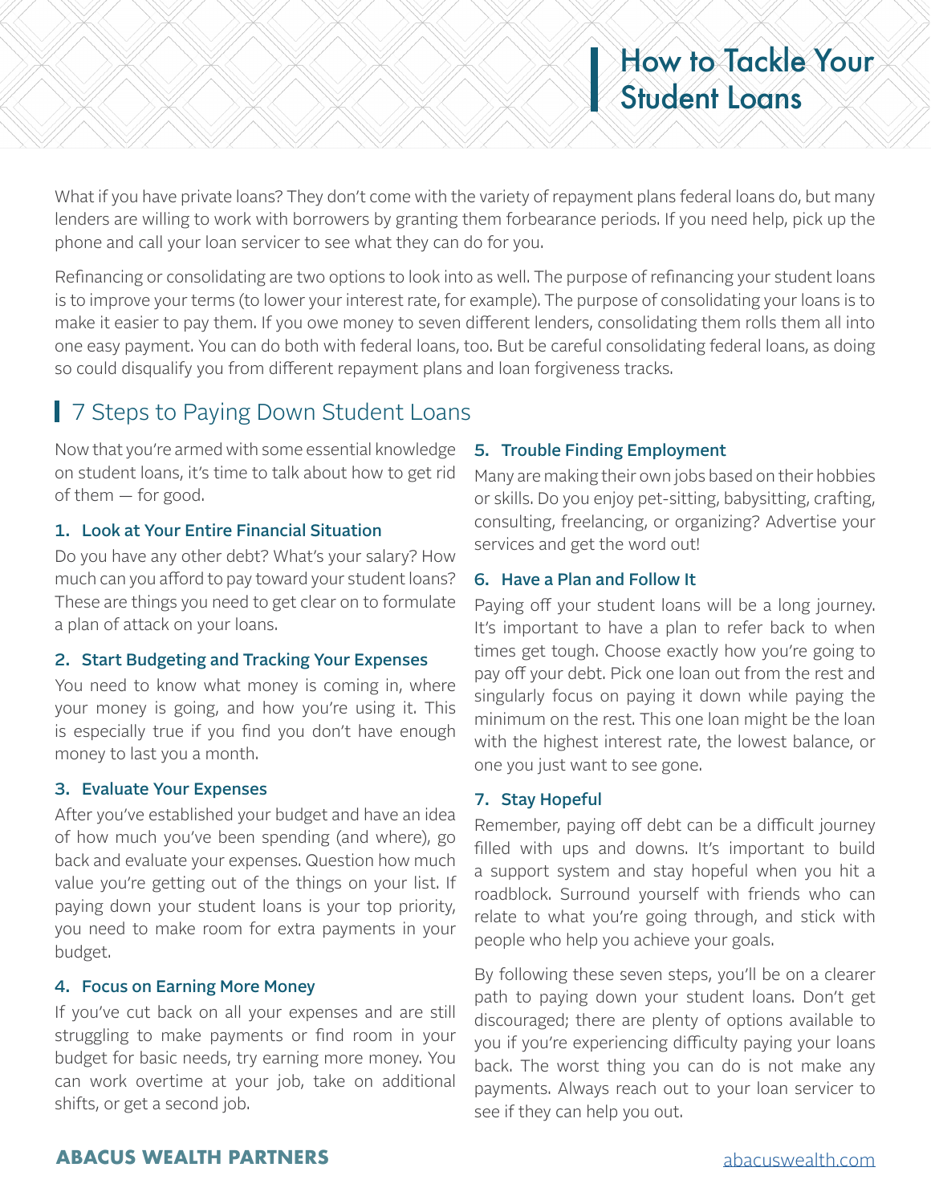What if you have private loans? They don't come with the variety of repayment plans federal loans do, but many lenders are willing to work with borrowers by granting them forbearance periods. If you need help, pick up the phone and call your loan servicer to see what they can do for you.

Refinancing or consolidating are two options to look into as well. The purpose of refinancing your student loans is to improve your terms (to lower your interest rate, for example). The purpose of consolidating your loans is to make it easier to pay them. If you owe money to seven different lenders, consolidating them rolls them all into one easy payment. You can do both with federal loans, too. But be careful consolidating federal loans, as doing so could disqualify you from different repayment plans and loan forgiveness tracks.

## 7 Steps to Paying Down Student Loans

Now that you're armed with some essential knowledge on student loans, it's time to talk about how to get rid of them — for good.

### 1. Look at Your Entire Financial Situation

Do you have any other debt? What's your salary? How much can you afford to pay toward your student loans? These are things you need to get clear on to formulate a plan of attack on your loans.

### 2. Start Budgeting and Tracking Your Expenses

You need to know what money is coming in, where your money is going, and how you're using it. This is especially true if you find you don't have enough money to last you a month.

### 3. Evaluate Your Expenses

After you've established your budget and have an idea of how much you've been spending (and where), go back and evaluate your expenses. Question how much value you're getting out of the things on your list. If paying down your student loans is your top priority, you need to make room for extra payments in your budget.

### 4. Focus on Earning More Money

If you've cut back on all your expenses and are still struggling to make payments or find room in your budget for basic needs, try earning more money. You can work overtime at your job, take on additional shifts, or get a second job.

### 5. Trouble Finding Employment

Many are making their own jobs based on their hobbies or skills. Do you enjoy pet-sitting, babysitting, crafting, consulting, freelancing, or organizing? Advertise your services and get the word out!

### 6. Have a Plan and Follow It

Paying off your student loans will be a long journey. It's important to have a plan to refer back to when times get tough. Choose exactly how you're going to pay off your debt. Pick one loan out from the rest and singularly focus on paying it down while paying the minimum on the rest. This one loan might be the loan with the highest interest rate, the lowest balance, or one you just want to see gone.

### 7. Stay Hopeful

Remember, paying off debt can be a difficult journey filled with ups and downs. It's important to build a support system and stay hopeful when you hit a roadblock. Surround yourself with friends who can relate to what you're going through, and stick with people who help you achieve your goals.

By following these seven steps, you'll be on a clearer path to paying down your student loans. Don't get discouraged; there are plenty of options available to you if you're experiencing difficulty paying your loans back. The worst thing you can do is not make any payments. Always reach out to your loan servicer to see if they can help you out.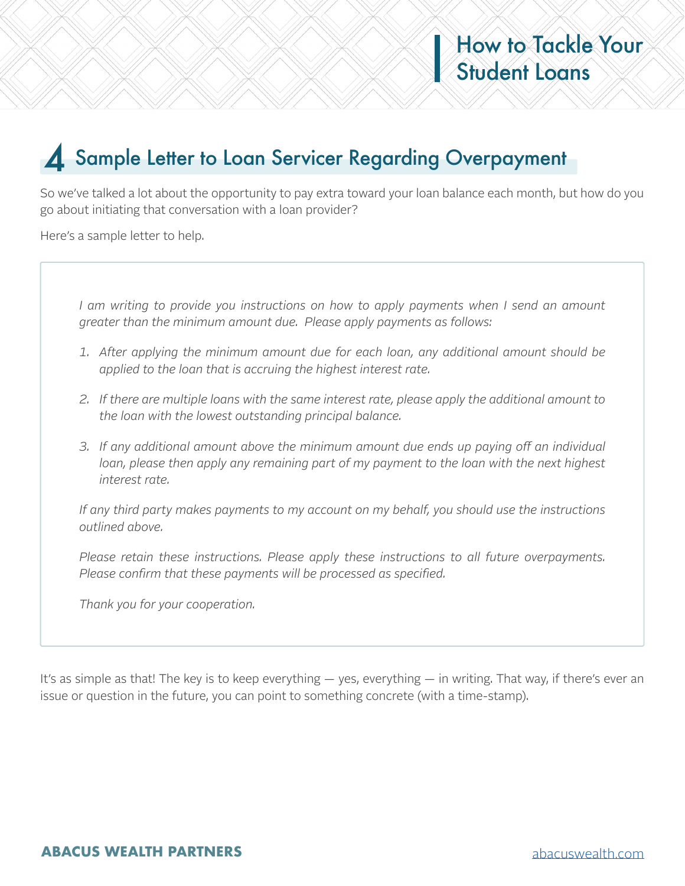## 4 Sample Letter to Loan Servicer Regarding Overpayment

So we've talked a lot about the opportunity to pay extra toward your loan balance each month, but how do you go about initiating that conversation with a loan provider?

Here's a sample letter to help.

> *I am writing to provide you instructions on how to apply payments when I send an amount greater than the minimum amount due. Please apply payments as follows:*
>
> 1. *After applying the minimum amount due for each loan, any additional amount should be applied to the loan that is accruing the highest interest rate.*
> 2. *If there are multiple loans with the same interest rate, please apply the additional amount to the loan with the lowest outstanding principal balance.*
> 3. *If any additional amount above the minimum amount due ends up paying off an individual loan, please then apply any remaining part of my payment to the loan with the next highest interest rate.*
>
> *If any third party makes payments to my account on my behalf, you should use the instructions outlined above.*
>
> *Please retain these instructions. Please apply these instructions to all future overpayments. Please confirm that these payments will be processed as specified.*
>
> *Thank you for your cooperation.*

It's as simple as that! The key is to keep everything — yes, everything — in writing. That way, if there's ever an issue or question in the future, you can point to something concrete (with a time-stamp).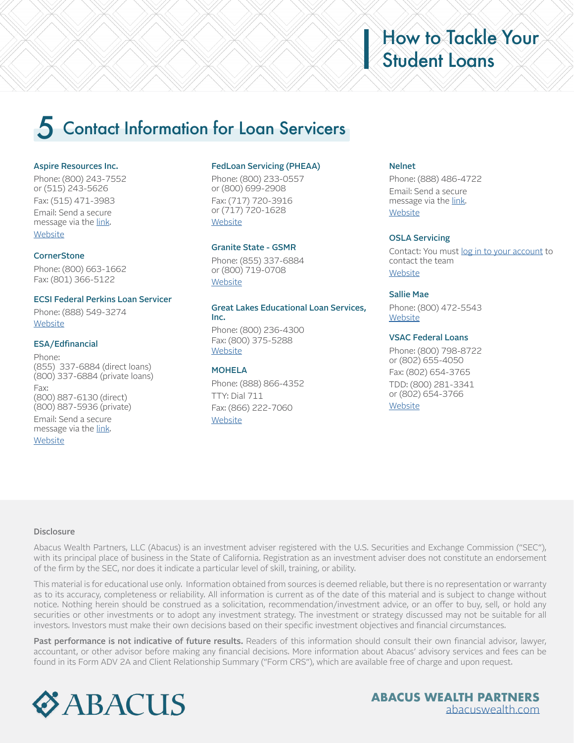## 5 Contact Information for Loan Servicers

### Aspire Resources Inc.

Phone: (800) 243-7552
or (515) 243-5626

Fax: (515) 471-3983

Email: Send a secure message via the link.

Website

### CornerStone

Phone: (800) 663-1662
Fax: (801) 366-5122

### ECSI Federal Perkins Loan Servicer

Phone: (888) 549-3274
Website

### ESA/Edfinancial

Phone:
(855) 337-6884 (direct loans)
(800) 337-6884 (private loans)

Fax:
(800) 887-6130 (direct)
(800) 887-5936 (private)

Email: Send a secure message via the link.

Website

### FedLoan Servicing (PHEAA)

Phone: (800) 233-0557
or (800) 699-2908

Fax: (717) 720-3916
or (717) 720-1628
Website

### Granite State - GSMR

Phone: (855) 337-6884
or (800) 719-0708
Website

### Great Lakes Educational Loan Services, Inc.

Phone: (800) 236-4300
Fax: (800) 375-5288
Website

### MOHELA

Phone: (888) 866-4352

TTY: Dial 711

Fax: (866) 222-7060

Website

### Nelnet

Phone: (888) 486-4722

Email: Send a secure message via the link.
Website

### OSLA Servicing

Contact: You must log in to your account to contact the team

Website

### Sallie Mae

Phone: (800) 472-5543
Website

### VSAC Federal Loans

Phone: (800) 798-8722
or (802) 655-4050

Fax: (802) 654-3765

TDD: (800) 281-3341
or (802) 654-3766

Website

**Disclosure**

Abacus Wealth Partners, LLC (Abacus) is an investment adviser registered with the U.S. Securities and Exchange Commission ("SEC"), with its principal place of business in the State of California. Registration as an investment adviser does not constitute an endorsement of the firm by the SEC, nor does it indicate a particular level of skill, training, or ability.

This material is for educational use only. Information obtained from sources is deemed reliable, but there is no representation or warranty as to its accuracy, completeness or reliability. All information is current as of the date of this material and is subject to change without notice. Nothing herein should be construed as a solicitation, recommendation/investment advice, or an offer to buy, sell, or hold any securities or other investments or to adopt any investment strategy. The investment or strategy discussed may not be suitable for all investors. Investors must make their own decisions based on their specific investment objectives and financial circumstances.

**Past performance is not indicative of future results.** Readers of this information should consult their own financial advisor, lawyer, accountant, or other advisor before making any financial decisions. More information about Abacus' advisory services and fees can be found in its Form ADV 2A and Client Relationship Summary ("Form CRS"), which are available free of charge and upon request.

ABACUS

**ABACUS WEALTH PARTNERS**
abacuswealth.com